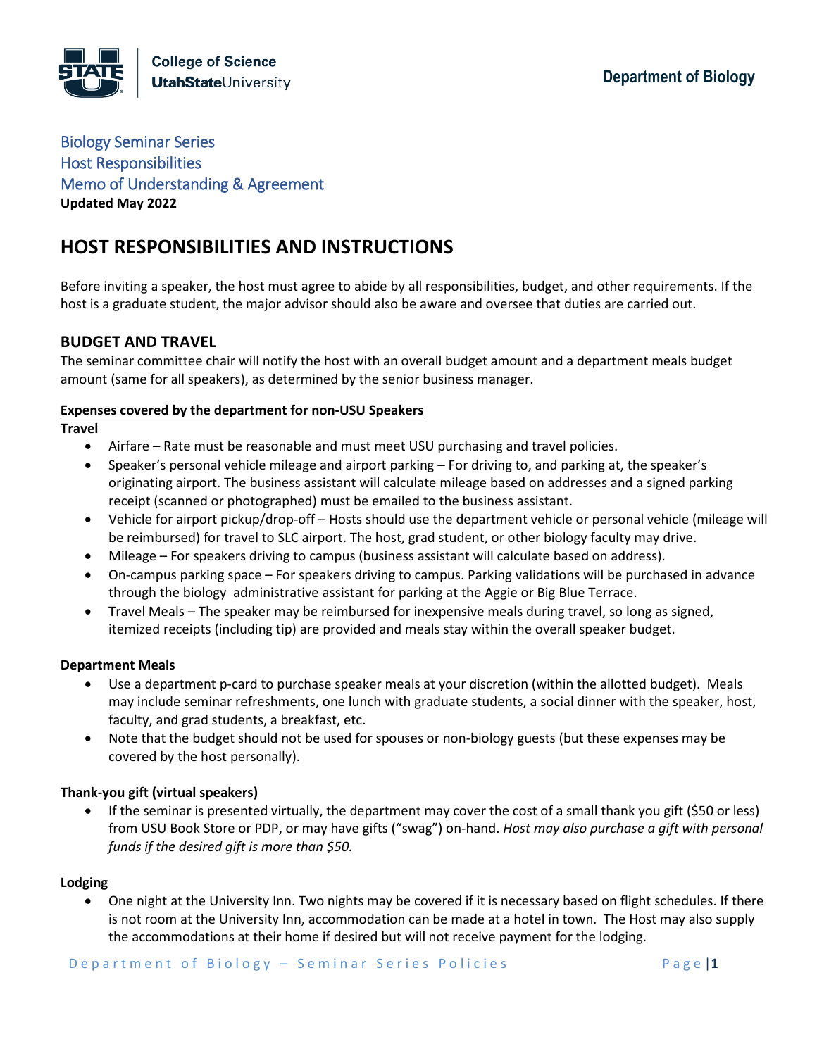College of Science
UtahStateUniversity

Department of Biology

Biology Seminar Series
Host Responsibilities
Memo of Understanding & Agreement
**Updated May 2022**

# HOST RESPONSIBILITIES AND INSTRUCTIONS

Before inviting a speaker, the host must agree to abide by all responsibilities, budget, and other requirements. If the host is a graduate student, the major advisor should also be aware and oversee that duties are carried out.

## BUDGET AND TRAVEL

The seminar committee chair will notify the host with an overall budget amount and a department meals budget amount (same for all speakers), as determined by the senior business manager.

**Expenses covered by the department for non-USU Speakers**

**Travel**

- Airfare – Rate must be reasonable and must meet USU purchasing and travel policies.
- Speaker's personal vehicle mileage and airport parking – For driving to, and parking at, the speaker's originating airport. The business assistant will calculate mileage based on addresses and a signed parking receipt (scanned or photographed) must be emailed to the business assistant.
- Vehicle for airport pickup/drop-off – Hosts should use the department vehicle or personal vehicle (mileage will be reimbursed) for travel to SLC airport. The host, grad student, or other biology faculty may drive.
- Mileage – For speakers driving to campus (business assistant will calculate based on address).
- On-campus parking space – For speakers driving to campus. Parking validations will be purchased in advance through the biology administrative assistant for parking at the Aggie or Big Blue Terrace.
- Travel Meals – The speaker may be reimbursed for inexpensive meals during travel, so long as signed, itemized receipts (including tip) are provided and meals stay within the overall speaker budget.

**Department Meals**

- Use a department p-card to purchase speaker meals at your discretion (within the allotted budget). Meals may include seminar refreshments, one lunch with graduate students, a social dinner with the speaker, host, faculty, and grad students, a breakfast, etc.
- Note that the budget should not be used for spouses or non-biology guests (but these expenses may be covered by the host personally).

**Thank-you gift (virtual speakers)**

- If the seminar is presented virtually, the department may cover the cost of a small thank you gift ($50 or less) from USU Book Store or PDP, or may have gifts ("swag") on-hand. *Host may also purchase a gift with personal funds if the desired gift is more than $50.*

**Lodging**

- One night at the University Inn. Two nights may be covered if it is necessary based on flight schedules. If there is not room at the University Inn, accommodation can be made at a hotel in town. The Host may also supply the accommodations at their home if desired but will not receive payment for the lodging.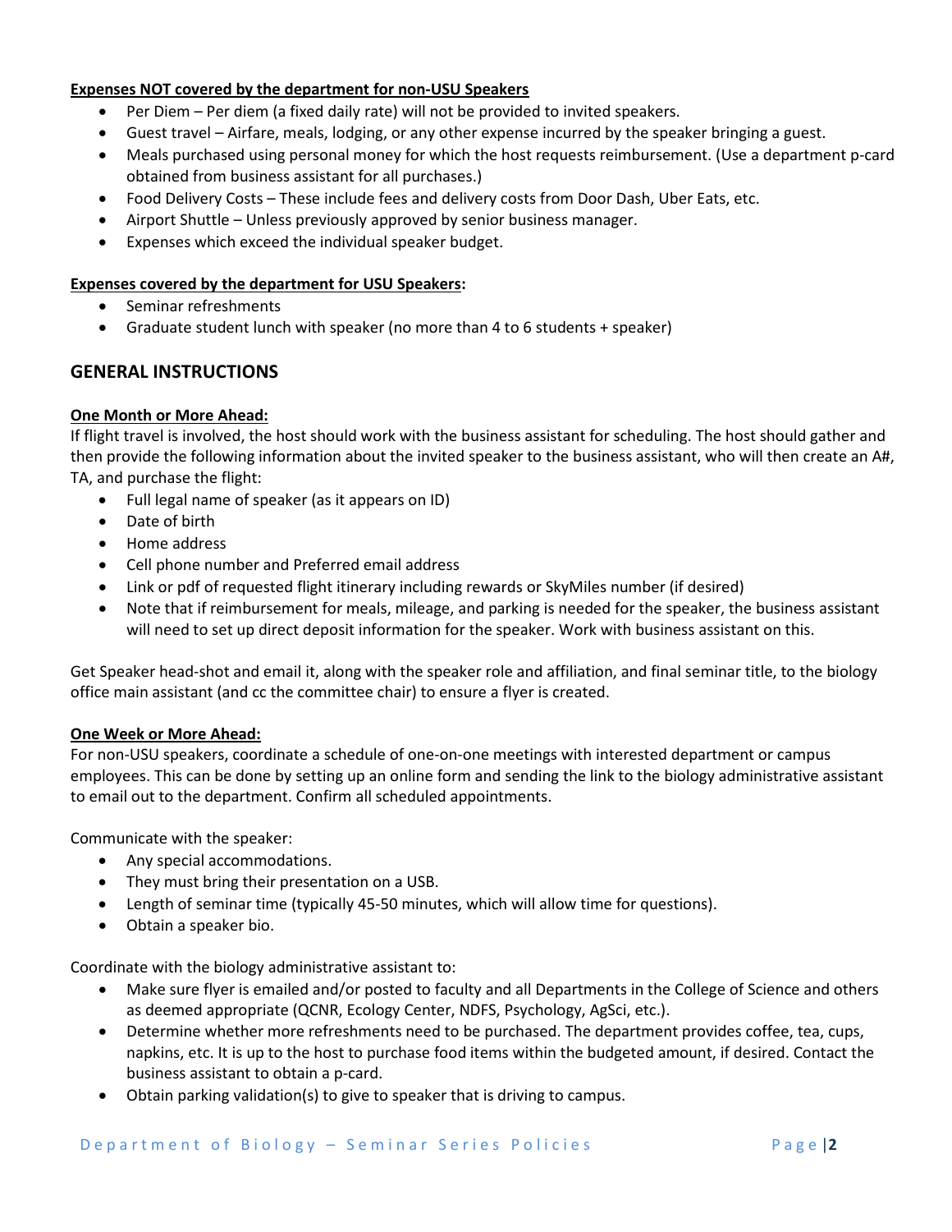**Expenses NOT covered by the department for non-USU Speakers**

- Per Diem – Per diem (a fixed daily rate) will not be provided to invited speakers.
- Guest travel – Airfare, meals, lodging, or any other expense incurred by the speaker bringing a guest.
- Meals purchased using personal money for which the host requests reimbursement. (Use a department p-card obtained from business assistant for all purchases.)
- Food Delivery Costs – These include fees and delivery costs from Door Dash, Uber Eats, etc.
- Airport Shuttle – Unless previously approved by senior business manager.
- Expenses which exceed the individual speaker budget.

**Expenses covered by the department for USU Speakers:**

- Seminar refreshments
- Graduate student lunch with speaker (no more than 4 to 6 students + speaker)

## GENERAL INSTRUCTIONS

**One Month or More Ahead:**

If flight travel is involved, the host should work with the business assistant for scheduling. The host should gather and then provide the following information about the invited speaker to the business assistant, who will then create an A#, TA, and purchase the flight:

- Full legal name of speaker (as it appears on ID)
- Date of birth
- Home address
- Cell phone number and Preferred email address
- Link or pdf of requested flight itinerary including rewards or SkyMiles number (if desired)
- Note that if reimbursement for meals, mileage, and parking is needed for the speaker, the business assistant will need to set up direct deposit information for the speaker. Work with business assistant on this.

Get Speaker head-shot and email it, along with the speaker role and affiliation, and final seminar title, to the biology office main assistant (and cc the committee chair) to ensure a flyer is created.

**One Week or More Ahead:**

For non-USU speakers, coordinate a schedule of one-on-one meetings with interested department or campus employees. This can be done by setting up an online form and sending the link to the biology administrative assistant to email out to the department. Confirm all scheduled appointments.

Communicate with the speaker:

- Any special accommodations.
- They must bring their presentation on a USB.
- Length of seminar time (typically 45-50 minutes, which will allow time for questions).
- Obtain a speaker bio.

Coordinate with the biology administrative assistant to:

- Make sure flyer is emailed and/or posted to faculty and all Departments in the College of Science and others as deemed appropriate (QCNR, Ecology Center, NDFS, Psychology, AgSci, etc.).
- Determine whether more refreshments need to be purchased. The department provides coffee, tea, cups, napkins, etc. It is up to the host to purchase food items within the budgeted amount, if desired. Contact the business assistant to obtain a p-card.
- Obtain parking validation(s) to give to speaker that is driving to campus.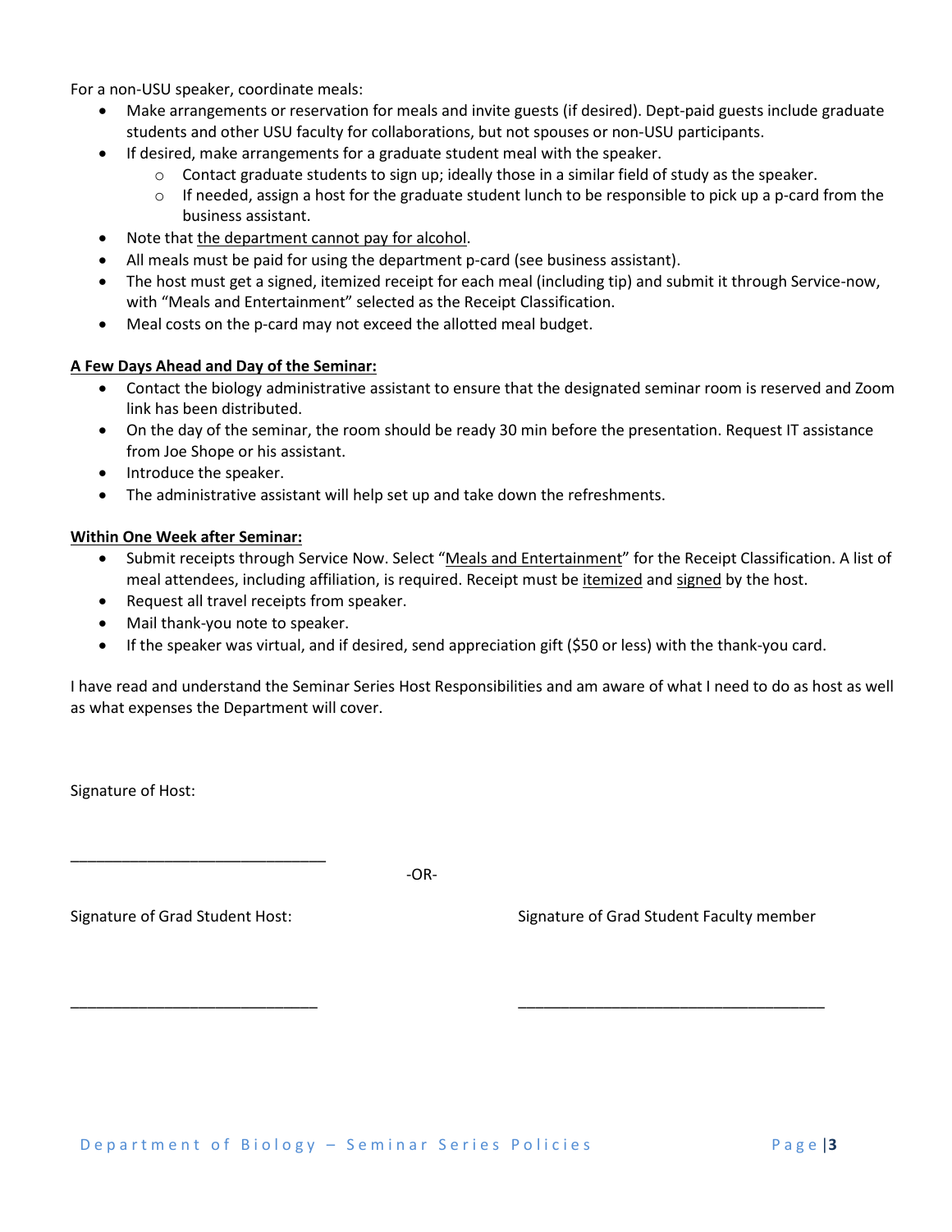For a non-USU speaker, coordinate meals:

- Make arrangements or reservation for meals and invite guests (if desired). Dept-paid guests include graduate students and other USU faculty for collaborations, but not spouses or non-USU participants.
- If desired, make arrangements for a graduate student meal with the speaker.
  - Contact graduate students to sign up; ideally those in a similar field of study as the speaker.
  - If needed, assign a host for the graduate student lunch to be responsible to pick up a p-card from the business assistant.
- Note that <u>the department cannot pay for alcohol</u>.
- All meals must be paid for using the department p-card (see business assistant).
- The host must get a signed, itemized receipt for each meal (including tip) and submit it through Service-now, with "Meals and Entertainment" selected as the Receipt Classification.
- Meal costs on the p-card may not exceed the allotted meal budget.

**<u>A Few Days Ahead and Day of the Seminar:</u>**

- Contact the biology administrative assistant to ensure that the designated seminar room is reserved and Zoom link has been distributed.
- On the day of the seminar, the room should be ready 30 min before the presentation. Request IT assistance from Joe Shope or his assistant.
- Introduce the speaker.
- The administrative assistant will help set up and take down the refreshments.

**<u>Within One Week after Seminar:</u>**

- Submit receipts through Service Now. Select "<u>Meals and Entertainment</u>" for the Receipt Classification. A list of meal attendees, including affiliation, is required. Receipt must be <u>itemized</u> and <u>signed</u> by the host.
- Request all travel receipts from speaker.
- Mail thank-you note to speaker.
- If the speaker was virtual, and if desired, send appreciation gift ($50 or less) with the thank-you card.

I have read and understand the Seminar Series Host Responsibilities and am aware of what I need to do as host as well as what expenses the Department will cover.

Signature of Host:

______________________________

-OR-

Signature of Grad Student Host:

______________________________

Signature of Grad Student Faculty member

____________________________________